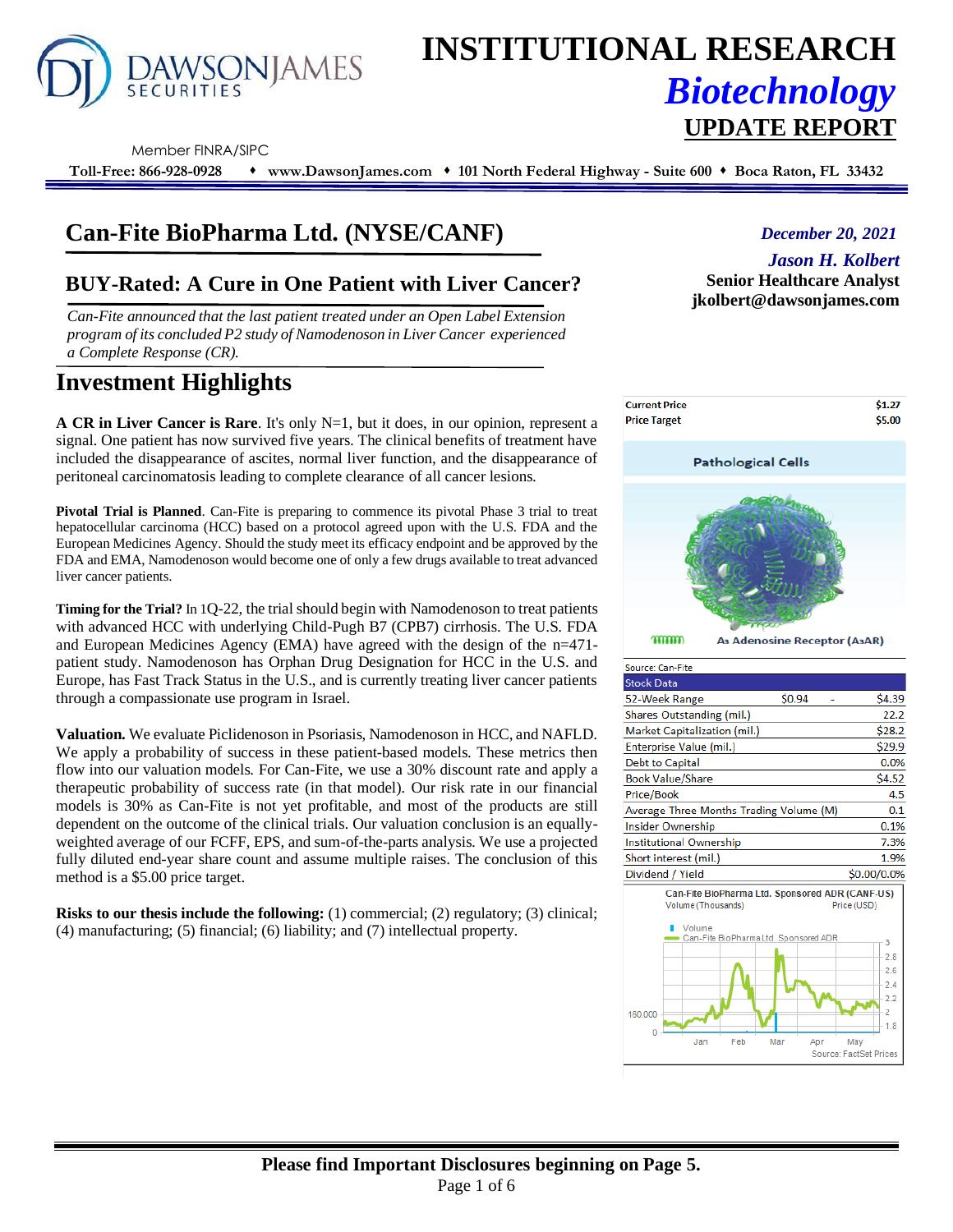# INSTITUTIONAL RESEARCH

## *Biotechnology*

## UPDATE REPORT

Member FINRA/SIPC

**Toll-Free: 866-928-0928 ♦ www.DawsonJames.com ♦ 101 North Federal Highway - Suite 600 ♦ Boca Raton, FL 33432**

# Can-Fite BioPharma Ltd. (NYSE/CANF)

*December 20, 2021*

*Jason H. Kolbert*
**Senior Healthcare Analyst**
**jkolbert@dawsonjames.com**

## BUY-Rated: A Cure in One Patient with Liver Cancer?

*Can-Fite announced that the last patient treated under an Open Label Extension program of its concluded P2 study of Namodenoson in Liver Cancer experienced a Complete Response (CR).*

# Investment Highlights

**A CR in Liver Cancer is Rare**. It's only N=1, but it does, in our opinion, represent a signal. One patient has now survived five years. The clinical benefits of treatment have included the disappearance of ascites, normal liver function, and the disappearance of peritoneal carcinomatosis leading to complete clearance of all cancer lesions.

**Pivotal Trial is Planned**. Can-Fite is preparing to commence its pivotal Phase 3 trial to treat hepatocellular carcinoma (HCC) based on a protocol agreed upon with the U.S. FDA and the European Medicines Agency. Should the study meet its efficacy endpoint and be approved by the FDA and EMA, Namodenoson would become one of only a few drugs available to treat advanced liver cancer patients.

**Timing for the Trial?** In 1Q-22, the trial should begin with Namodenoson to treat patients with advanced HCC with underlying Child-Pugh B7 (CPB7) cirrhosis. The U.S. FDA and European Medicines Agency (EMA) have agreed with the design of the n=471-patient study. Namodenoson has Orphan Drug Designation for HCC in the U.S. and Europe, has Fast Track Status in the U.S., and is currently treating liver cancer patients through a compassionate use program in Israel.

**Valuation.** We evaluate Piclidenoson in Psoriasis, Namodenoson in HCC, and NAFLD. We apply a probability of success in these patient-based models. These metrics then flow into our valuation models. For Can-Fite, we use a 30% discount rate and apply a therapeutic probability of success rate (in that model). Our risk rate in our financial models is 30% as Can-Fite is not yet profitable, and most of the products are still dependent on the outcome of the clinical trials. Our valuation conclusion is an equally-weighted average of our FCFF, EPS, and sum-of-the-parts analysis. We use a projected fully diluted end-year share count and assume multiple raises. The conclusion of this method is a $5.00 price target.

**Risks to our thesis include the following:** (1) commercial; (2) regulatory; (3) clinical; (4) manufacturing; (5) financial; (6) liability; and (7) intellectual property.

| | |
|---|---|
| **Current Price** | **$1.27** |
| **Price Target** | **$5.00** |

Pathological Cells

$A_3$ Adenosine Receptor ($A_3AR$)

Source: Can-Fite

| Stock Data | | | |
|---|---|---|---|
| 52-Week Range | $0.94 | - | $4.39 |
| Shares Outstanding (mil.) | | | 22.2 |
| Market Capitalization (mil.) | | | $28.2 |
| Enterprise Value (mil.) | | | $29.9 |
| Debt to Capital | | | 0.0% |
| Book Value/Share | | | $4.52 |
| Price/Book | | | 4.5 |
| Average Three Months Trading Volume (M) | | | 0.1 |
| Insider Ownership | | | 0.1% |
| Institutional Ownership | | | 7.3% |
| Short interest (mil.) | | | 1.9% |
| Dividend / Yield | | | $0.00/0.0% |

Can-Fite BioPharma Ltd. Sponsored ADR (CANF-US)
Volume (Thousands) / Price (USD)

Source: FactSet Prices

**Please find Important Disclosures beginning on Page 5.**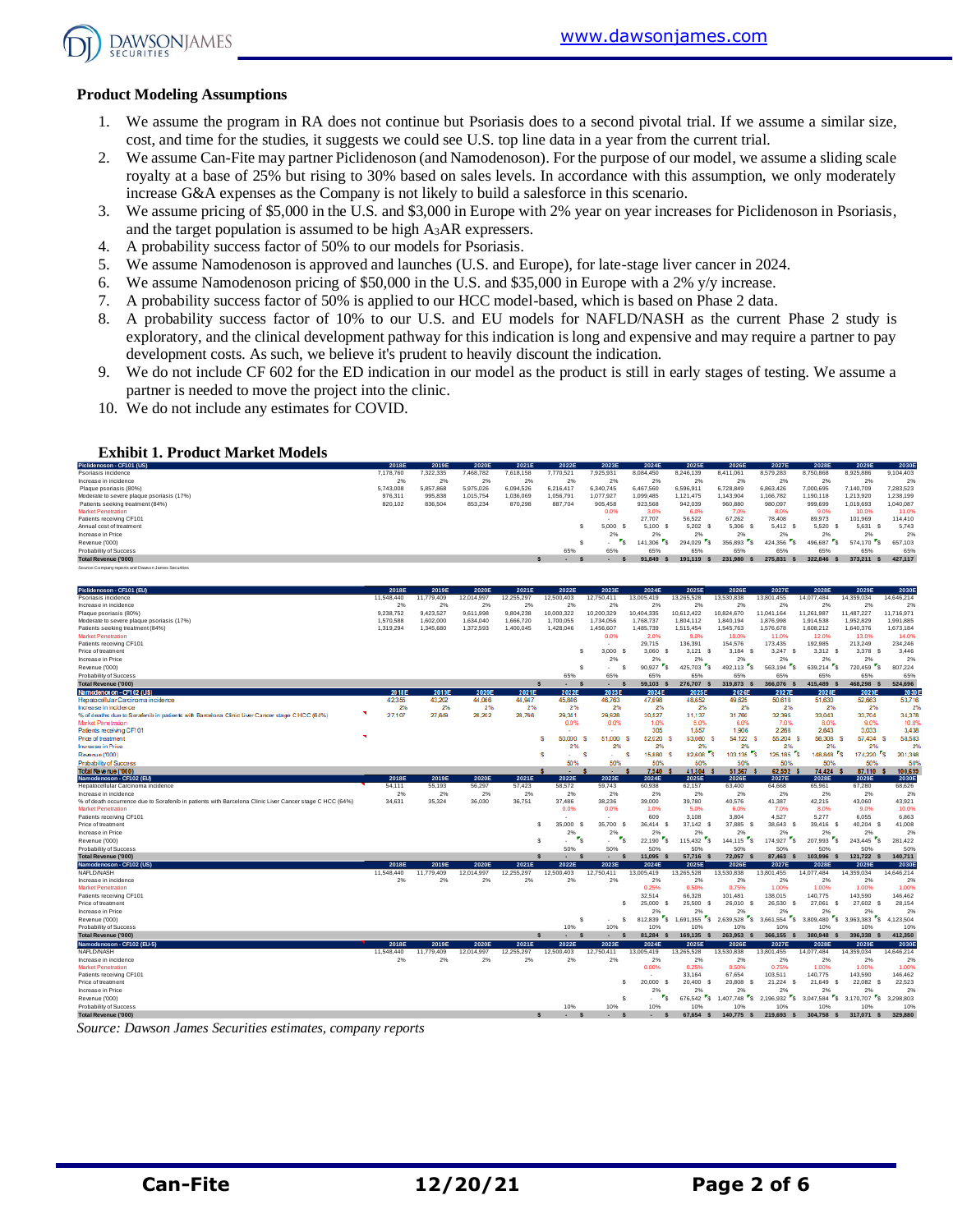## Product Modeling Assumptions

1. We assume the program in RA does not continue but Psoriasis does to a second pivotal trial. If we assume a similar size, cost, and time for the studies, it suggests we could see U.S. top line data in a year from the current trial.
2. We assume Can-Fite may partner Piclidenoson (and Namodenoson). For the purpose of our model, we assume a sliding scale royalty at a base of 25% but rising to 30% based on sales levels. In accordance with this assumption, we only moderately increase G&A expenses as the Company is not likely to build a salesforce in this scenario.
3. We assume pricing of $5,000 in the U.S. and $3,000 in Europe with 2% year on year increases for Piclidenoson in Psoriasis, and the target population is assumed to be high $A_3AR$ expressers.
4. A probability success factor of 50% to our models for Psoriasis.
5. We assume Namodenoson is approved and launches (U.S. and Europe), for late-stage liver cancer in 2024.
6. We assume Namodenoson pricing of $50,000 in the U.S. and $35,000 in Europe with a 2% y/y increase.
7. A probability success factor of 50% is applied to our HCC model-based, which is based on Phase 2 data.
8. A probability success factor of 10% to our U.S. and EU models for NAFLD/NASH as the current Phase 2 study is exploratory, and the clinical development pathway for this indication is long and expensive and may require a partner to pay development costs. As such, we believe it's prudent to heavily discount the indication.
9. We do not include CF 602 for the ED indication in our model as the product is still in early stages of testing. We assume a partner is needed to move the project into the clinic.
10. We do not include any estimates for COVID.

### Exhibit 1. Product Market Models

| Piclidenoson - CF101 (US) | 2018E | 2019E | 2020E | 2021E | 2022E | 2023E | 2024E | 2025E | 2026E | 2027E | 2028E | 2029E | 2030E |
|---|---|---|---|---|---|---|---|---|---|---|---|---|---|
| Psoriasis incidence | 7,178,760 | 7,322,335 | 7,468,782 | 7,618,158 | 7,770,521 | 7,925,931 | 8,084,450 | 8,246,139 | 8,411,061 | 8,579,283 | 8,750,868 | 8,925,886 | 9,104,403 |
| Increase in incidence | 2% | 2% | 2% | 2% | 2% | 2% | 2% | 2% | 2% | 2% | 2% | 2% | 2% |
| Plaque psoriasis (80%) | 5,743,008 | 5,857,868 | 5,975,026 | 6,094,526 | 6,216,417 | 6,340,745 | 6,467,560 | 6,596,911 | 6,728,849 | 6,863,426 | 7,000,695 | 7,140,709 | 7,283,523 |
| Moderate to severe plaque psoriasis (17%) | 976,311 | 995,838 | 1,015,754 | 1,036,069 | 1,056,791 | 1,077,927 | 1,099,485 | 1,121,475 | 1,143,904 | 1,166,782 | 1,190,118 | 1,213,920 | 1,238,199 |
| Patients seeking treatment (84%) | 820,102 | 836,504 | 853,234 | 870,298 | 887,704 | 905,458 | 923,568 | 942,039 | 960,880 | 980,097 | 999,699 | 1,019,693 | 1,040,087 |
| Market Penetration | | | | | | 0.0% | 3.0% | 6.0% | 7.0% | 8.0% | 9.0% | 10.0% | 11.0% |
| Patients receiving CF101 | | | | | | - | 27,707 | 56,522 | 67,262 | 78,408 | 89,973 | 101,969 | 114,410 |
| Annual cost of treatment | | | | | | $ 5,000 | $ 5,100 | $ 5,202 | $ 5,306 | $ 5,412 | $ 5,520 | $ 5,631 | $ 5,743 |
| Increase in Price | | | | | | 2% | 2% | 2% | 2% | 2% | 2% | 2% | 2% |
| Revenue ('000) | | | | | | $ - | $ 141,306 | $ 294,029 | $ 356,893 | $ 424,356 | $ 496,687 | $ 574,170 | $ 657,103 |
| Probability of Success | | | | | 65% | 65% | 65% | 65% | 65% | 65% | 65% | 65% | 65% |
| Total Revenue ('000) | | | | | $ - | $ - | $ 91,849 | $ 191,119 | $ 231,980 | $ 275,831 | $ 322,846 | $ 373,211 | $ 427,117 |

Source: Company reports and Dawson James Securities

| Piclidenoson - CF101 (EU) | 2018E | 2019E | 2020E | 2021E | 2022E | 2023E | 2024E | 2025E | 2026E | 2027E | 2028E | 2029E | 2030E |
|---|---|---|---|---|---|---|---|---|---|---|---|---|---|
| Psoriasis incidence | 11,548,440 | 11,779,409 | 12,014,997 | 12,255,297 | 12,500,403 | 12,750,411 | 13,005,419 | 13,265,528 | 13,530,838 | 13,801,455 | 14,077,484 | 14,359,034 | 14,646,214 |
| Increase in incidence | 2% | 2% | 2% | 2% | 2% | 2% | 2% | 2% | 2% | 2% | 2% | 2% | 2% |
| Plaque psoriasis (80%) | 9,238,752 | 9,423,527 | 9,611,998 | 9,804,238 | 10,000,322 | 10,200,329 | 10,404,335 | 10,612,422 | 10,824,670 | 11,041,164 | 11,261,987 | 11,487,227 | 11,716,971 |
| Moderate to severe plaque psoriasis (17%) | 1,570,588 | 1,602,000 | 1,634,040 | 1,666,720 | 1,700,055 | 1,734,056 | 1,768,737 | 1,804,112 | 1,840,194 | 1,876,998 | 1,914,538 | 1,952,829 | 1,991,885 |
| Patients seeking treatment (84%) | 1,319,294 | 1,345,680 | 1,372,593 | 1,400,045 | 1,428,046 | 1,456,607 | 1,485,739 | 1,515,454 | 1,545,763 | 1,576,678 | 1,608,212 | 1,640,376 | 1,673,184 |
| Market Penetration | | | | | | 0.0% | 2.0% | 9.0% | 10.0% | 11.0% | 12.0% | 13.0% | 14.0% |
| Patients receiving CF101 | | | | | | - | 29,715 | 136,391 | 154,576 | 173,435 | 192,985 | 213,249 | 234,246 |
| Price of treatment | | | | | | $ 3,000 | $ 3,060 | $ 3,121 | $ 3,184 | $ 3,247 | $ 3,312 | $ 3,378 | $ 3,446 |
| Increase in Price | | | | | | 2% | 2% | 2% | 2% | 2% | 2% | 2% | 2% |
| Revenue ('000) | | | | | | $ - | $ 90,927 | $ 425,703 | $ 492,113 | $ 563,194 | $ 639,214 | $ 720,459 | $ 807,224 |
| Probability of Success | | | | | 65% | 65% | 65% | 65% | 65% | 65% | 65% | 65% | 65% |
| Total Revenue ('000) | | | | | $ - | $ - | $ 59,103 | $ 276,707 | $ 319,873 | $ 366,076 | $ 415,489 | $ 468,298 | $ 524,696 |

| Namodenoson - CF102 (US) | 2018E | 2019E | 2020E | 2021E | 2022E | 2023E | 2024E | 2025E | 2026E | 2027E | 2028E | 2029E | 2030E |
|---|---|---|---|---|---|---|---|---|---|---|---|---|---|
| Hepatocellular Carcinoma incidence | 42,355 | 43,202 | 44,066 | 44,947 | 45,846 | 46,763 | 47,698 | 48,652 | 49,625 | 50,618 | 51,630 | 52,663 | 53,716 |
| Increase in incidence | 2% | 2% | 2% | 2% | 2% | 2% | 2% | 2% | 2% | 2% | 2% | 2% | 2% |
| % of deaths due to Sorafenib in patients with Barcelona Clinic Liver Cancer stage C HCC (64%) | 27,107 | 27,649 | 28,202 | 28,766 | 29,341 | 29,928 | 30,527 | 31,137 | 31,760 | 32,395 | 33,043 | 33,704 | 34,378 |
| Market Penetration | | | | | 0.0% | 0.0% | 1.0% | 5.0% | 6.0% | 7.0% | 8.0% | 9.0% | 10.0% |
| Patients receiving CF101 | | | | | | - | 305 | 1,557 | 1,906 | 2,268 | 2,643 | 3,033 | 3,438 |
| Price of treatment | | | | | $ 50,000 | $ 51,000 | $ 52,020 | $ 53,060 | $ 54,122 | $ 55,204 | $ 56,308 | $ 57,434 | $ 58,583 |
| Increase in Price | | | | | 2% | 2% | 2% | 2% | 2% | 2% | 2% | 2% | 2% |
| Revenue ('000) | | | | | $ - | $ - | $ 15,880 | $ 82,608 | $ 103,135 | $ 125,185 | $ 148,848 | $ 174,220 | $ 201,398 |
| Probability of Success | | | | | 50% | 50% | 50% | 50% | 50% | 50% | 50% | 50% | 50% |
| Total Revenue ('000) | | | | | $ - | $ - | $ 7,940 | $ 41,304 | $ 51,567 | $ 62,592 | $ 74,424 | $ 87,110 | $ 100,699 |

| Namodenoson - CF102 (EU) | 2018E | 2019E | 2020E | 2021E | 2022E | 2023E | 2024E | 2025E | 2026E | 2027E | 2028E | 2029E | 2030E |
|---|---|---|---|---|---|---|---|---|---|---|---|---|---|
| Hepatocellular Carcinoma incidence | 54,111 | 55,193 | 56,297 | 57,423 | 58,572 | 59,743 | 60,938 | 62,157 | 63,400 | 64,668 | 65,961 | 67,280 | 68,626 |
| Increase in incidence | 2% | 2% | 2% | 2% | 2% | 2% | 2% | 2% | 2% | 2% | 2% | 2% | 2% |
| % of death occurrence due to Sorafenib in patients with Barcelona Clinic Liver Cancer stage C HCC (64%) | 34,631 | 35,324 | 36,030 | 36,751 | 37,486 | 38,236 | 39,000 | 39,780 | 40,576 | 41,387 | 42,215 | 43,060 | 43,921 |
| Market Penetration | | | | | 0.0% | 0.0% | 1.0% | 5.0% | 6.0% | 7.0% | 8.0% | 9.0% | 10.0% |
| Patients receiving CF101 | | | | | | - | 609 | 3,108 | 3,804 | 4,527 | 5,277 | 6,055 | 6,863 |
| Price of treatment | | | | | $ 35,000 | $ 35,700 | $ 36,414 | $ 37,142 | $ 37,885 | $ 38,643 | $ 39,416 | $ 40,204 | $ 41,008 |
| Increase in Price | | | | | 2% | 2% | 2% | 2% | 2% | 2% | 2% | 2% | 2% |
| Revenue ('000) | | | | | $ - | $ - | $ 22,190 | $ 115,432 | $ 144,115 | $ 174,927 | $ 207,993 | $ 243,445 | $ 281,422 |
| Probability of Success | | | | | 50% | 50% | 50% | 50% | 50% | 50% | 50% | 50% | 50% |
| Total Revenue ('000) | | | | | $ - | $ - | $ 11,095 | $ 57,716 | $ 72,057 | $ 87,463 | $ 103,996 | $ 121,722 | $ 140,711 |

| Namodenoson - CF102 (US) | 2018E | 2019E | 2020E | 2021E | 2022E | 2023E | 2024E | 2025E | 2026E | 2027E | 2028E | 2029E | 2030E |
|---|---|---|---|---|---|---|---|---|---|---|---|---|---|
| NAFLD/NASH | 11,548,440 | 11,779,409 | 12,014,997 | 12,255,297 | 12,500,403 | 12,750,411 | 13,005,419 | 13,265,528 | 13,530,838 | 13,801,455 | 14,077,484 | 14,359,034 | 14,646,214 |
| Increase in incidence | 2% | 2% | 2% | 2% | 2% | 2% | 2% | 2% | 2% | 2% | 2% | 2% | 2% |
| Market Penetration | | | | | | | 0.25% | 0.50% | 0.75% | 1.00% | 1.00% | 1.00% | 1.00% |
| Patients receiving CF101 | | | | | | | 32,514 | 66,328 | 101,481 | 138,015 | 140,775 | 143,590 | 146,462 |
| Price of treatment | | | | | | $ 25,000 | $ 25,500 | $ 26,010 | $ 26,530 | $ 27,061 | $ 27,602 | $ 28,154 | |
| Increase in Price | | | | | | | 2% | 2% | 2% | 2% | 2% | 2% | 2% |
| Revenue ('000) | | | | | | $ - | $ 812,839 | $ 1,691,355 | $ 2,639,528 | $ 3,661,554 | $ 3,809,480 | $ 3,963,383 | $ 4,123,504 |
| Probability of Success | | | | | 10% | 10% | 10% | 10% | 10% | 10% | 10% | 10% | 10% |
| Total Revenue ('000) | | | | | $ - | $ - | $ 81,284 | $ 169,135 | $ 263,953 | $ 366,155 | $ 380,948 | $ 396,338 | $ 412,350 |

| Namodenoson - CF102 (EU-5) | 2018E | 2019E | 2020E | 2021E | 2022E | 2023E | 2024E | 2025E | 2026E | 2027E | 2028E | 2029E | 2030E |
|---|---|---|---|---|---|---|---|---|---|---|---|---|---|
| NAFLD/NASH | 11,548,440 | 11,779,409 | 12,014,997 | 12,255,297 | 12,500,403 | 12,750,411 | 13,005,419 | 13,265,528 | 13,530,838 | 13,801,455 | 14,077,484 | 14,359,034 | 14,646,214 |
| Increase in incidence | 2% | 2% | 2% | 2% | 2% | 2% | 2% | 2% | 2% | 2% | 2% | 2% | 2% |
| Market Penetration | | | | | | | 0.00% | 0.25% | 0.50% | 0.75% | 1.00% | 1.00% | 1.00% |
| Patients receiving CF101 | | | | | | | - | 33,164 | 67,654 | 103,511 | 140,775 | 143,590 | 146,462 |
| Price of treatment | | | | | | | $ 20,000 | $ 20,400 | $ 20,808 | $ 21,224 | $ 21,649 | $ 22,082 | $ 22,523 |
| Increase in Price | | | | | | | 2% | 2% | 2% | 2% | 2% | 2% | 2% |
| Revenue ('000) | | | | | | | $ - | $ 676,542 | $ 1,407,748 | $ 2,196,932 | $ 3,047,584 | $ 3,170,707 | $ 3,298,803 |
| Probability of Success | | | | | 10% | 10% | 10% | 10% | 10% | 10% | 10% | 10% | 10% |
| Total Revenue ('000) | | | | | $ - | $ - | $ - | $ 67,654 | $ 140,775 | $ 219,693 | $ 304,758 | $ 317,071 | $ 329,880 |

*Source: Dawson James Securities estimates, company reports*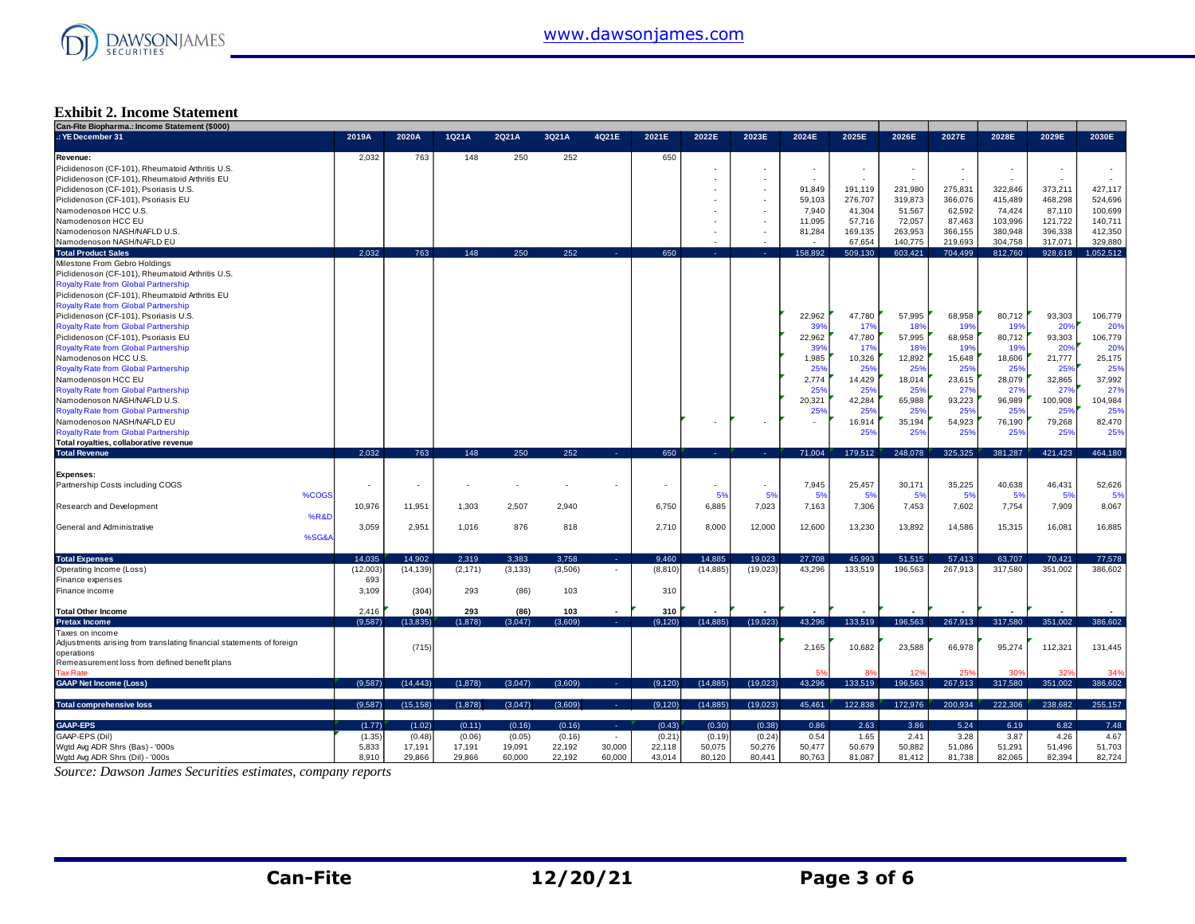# Exhibit 2. Income Statement

| Can-Fite Biopharma.: Income Statement ($000) | | | | | | | | | | | | | | | | | |
|---|---|---|---|---|---|---|---|---|---|---|---|---|---|---|---|---|---|
| .: YE December 31 | 2019A | 2020A | 1Q21A | 2Q21A | 3Q21A | 4Q21E | 2021E | 2022E | 2023E | 2024E | 2025E | 2026E | 2027E | 2028E | 2029E | 2030E |
| **Revenue:** | 2,032 | 763 | 148 | 250 | 252 | | 650 | | | | | | | | | |
| Piclidenoson (CF-101), Rheumatoid Arthritis U.S. | | | | | | | | - | - | - | - | - | - | - | - | - |
| Piclidenoson (CF-101), Rheumatoid Arthritis EU | | | | | | | | - | - | - | - | - | - | - | - | - |
| Piclidenoson (CF-101), Psoriasis U.S. | | | | | | | | - | - | 91,849 | 191,119 | 231,980 | 275,831 | 322,846 | 373,211 | 427,117 |
| Piclidenoson (CF-101), Psoriasis EU | | | | | | | | - | - | 59,103 | 276,707 | 319,873 | 366,076 | 415,489 | 468,298 | 524,696 |
| Namodenoson HCC U.S. | | | | | | | | - | - | 7,940 | 41,304 | 51,567 | 62,592 | 74,424 | 87,110 | 100,699 |
| Namodenoson HCC EU | | | | | | | | - | - | 11,095 | 57,716 | 72,057 | 87,463 | 103,996 | 121,722 | 140,711 |
| Namodenoson NASH/NAFLD U.S. | | | | | | | | - | - | 81,284 | 169,135 | 263,953 | 366,155 | 380,948 | 396,338 | 412,350 |
| Namodenoson NASH/NAFLD EU | | | | | | | | - | - | - | 67,654 | 140,775 | 219,693 | 304,758 | 317,071 | 329,880 |
| **Total Product Sales** | 2,032 | 763 | 148 | 250 | 252 | - | 650 | - | - | 158,892 | 509,130 | 603,421 | 704,499 | 812,760 | 928,618 | 1,052,512 |
| Milestone From Gebro Holdings | | | | | | | | | | | | | | | | |
| Piclidenoson (CF-101), Rheumatoid Arthritis U.S. | | | | | | | | | | | | | | | | |
| Royalty Rate from Global Partnership | | | | | | | | | | | | | | | | |
| Piclidenoson (CF-101), Rheumatoid Arthritis EU | | | | | | | | | | | | | | | | |
| Royalty Rate from Global Partnership | | | | | | | | | | | | | | | | |
| Piclidenoson (CF-101), Psoriasis U.S. | | | | | | | | | | 22,962 | 47,780 | 57,995 | 68,958 | 80,712 | 93,303 | 106,779 |
| Royalty Rate from Global Partnership | | | | | | | | | | 39% | 17% | 18% | 19% | 19% | 20% | 20% |
| Piclidenoson (CF-101), Psoriasis EU | | | | | | | | | | 22,962 | 47,780 | 57,995 | 68,958 | 80,712 | 93,303 | 106,779 |
| Royalty Rate from Global Partnership | | | | | | | | | | 39% | 17% | 18% | 19% | 19% | 20% | 20% |
| Namodenoson HCC U.S. | | | | | | | | | | 1,985 | 10,326 | 12,892 | 15,648 | 18,606 | 21,777 | 25,175 |
| Royalty Rate from Global Partnership | | | | | | | | | | 25% | 25% | 25% | 25% | 25% | 25% | 25% |
| Namodenoson HCC EU | | | | | | | | | | 2,774 | 14,429 | 18,014 | 23,615 | 28,079 | 32,865 | 37,992 |
| Royalty Rate from Global Partnership | | | | | | | | | | 25% | 25% | 25% | 27% | 27% | 27% | 27% |
| Namodenoson NASH/NAFLD U.S. | | | | | | | | | | 20,321 | 42,284 | 65,988 | 93,223 | 96,989 | 100,908 | 104,984 |
| Royalty Rate from Global Partnership | | | | | | | | | | 25% | 25% | 25% | 25% | 25% | 25% | 25% |
| Namodenoson NASH/NAFLD EU | | | | | | | | - | - | - | 16,914 | 35,194 | 54,923 | 76,190 | 79,268 | 82,470 |
| Royalty Rate from Global Partnership | | | | | | | | | | | 25% | 25% | 25% | 25% | 25% | 25% |
| **Total royalties, collaborative revenue** | | | | | | | | | | | | | | | | |
| **Total Revenue** | 2,032 | 763 | 148 | 250 | 252 | - | 650 | - | - | 71,004 | 179,512 | 248,078 | 325,325 | 381,287 | 421,423 | 464,180 |
| **Expenses:** | | | | | | | | | | | | | | | | |
| Partnership Costs including COGS | - | - | - | - | - | - | - | - | - | 7,945 | 25,457 | 30,171 | 35,225 | 40,638 | 46,431 | 52,626 |
| %COGS | | | | | | | | 5% | 5% | 5% | 5% | 5% | 5% | 5% | 5% | 5% |
| Research and Development | 10,976 | 11,951 | 1,303 | 2,507 | 2,940 | | 6,750 | 6,885 | 7,023 | 7,163 | 7,306 | 7,453 | 7,602 | 7,754 | 7,909 | 8,067 |
| %R&D | | | | | | | | | | | | | | | | |
| General and Administrative | 3,059 | 2,951 | 1,016 | 876 | 818 | | 2,710 | 8,000 | 12,000 | 12,600 | 13,230 | 13,892 | 14,586 | 15,315 | 16,081 | 16,885 |
| %SG&A | | | | | | | | | | | | | | | | |
| **Total Expenses** | 14,035 | 14,902 | 2,319 | 3,383 | 3,758 | - | 9,460 | 14,885 | 19,023 | 27,708 | 45,993 | 51,515 | 57,413 | 63,707 | 70,421 | 77,578 |
| Operating Income (Loss) | (12,003) | (14,139) | (2,171) | (3,133) | (3,506) | - | (8,810) | (14,885) | (19,023) | 43,296 | 133,519 | 196,563 | 267,913 | 317,580 | 351,002 | 386,602 |
| Finance expenses | 693 | | | | | | | | | | | | | | | |
| Finance income | 3,109 | (304) | 293 | (86) | 103 | | 310 | | | | | | | | | |
| **Total Other Income** | 2,416 | (304) | 293 | (86) | 103 | - | 310 | - | - | - | - | - | - | - | - | - |
| **Pretax Income** | (9,587) | (13,835) | (1,878) | (3,047) | (3,609) | - | (9,120) | (14,885) | (19,023) | 43,296 | 133,519 | 196,563 | 267,913 | 317,580 | 351,002 | 386,602 |
| Taxes on income | | | | | | | | | | | | | | | | |
| Adjustments arising from translating financial statements of foreign operations | | (715) | | | | | | | | 2,165 | 10,682 | 23,588 | 66,978 | 95,274 | 112,321 | 131,445 |
| Remeasurement loss from defined benefit plans | | | | | | | | | | | | | | | | |
| Tax Rate | | | | | | | | | | 5% | 8% | 12% | 25% | 30% | 32% | 34% |
| **GAAP Net Income (Loss)** | (9,587) | (14,443) | (1,878) | (3,047) | (3,609) | - | (9,120) | (14,885) | (19,023) | 43,296 | 133,519 | 196,563 | 267,913 | 317,580 | 351,002 | 386,602 |
| **Total comprehensive loss** | (9,587) | (15,158) | (1,878) | (3,047) | (3,609) | - | (9,120) | (14,885) | (19,023) | 45,461 | 122,838 | 172,976 | 200,934 | 222,306 | 238,682 | 255,157 |
| **GAAP-EPS** | (1.77) | (1.02) | (0.11) | (0.16) | (0.16) | - | (0.43) | (0.30) | (0.38) | 0.86 | 2.63 | 3.86 | 5.24 | 6.19 | 6.82 | 7.48 |
| GAAP-EPS (Dil) | (1.35) | (0.48) | (0.06) | (0.05) | (0.16) | - | (0.21) | (0.19) | (0.24) | 0.54 | 1.65 | 2.41 | 3.28 | 3.87 | 4.26 | 4.67 |
| Wgtd Avg ADR Shrs (Bas) - '000s | 5,833 | 17,191 | 17,191 | 19,091 | 22,192 | 30,000 | 22,118 | 50,075 | 50,276 | 50,477 | 50,679 | 50,882 | 51,086 | 51,291 | 51,496 | 51,703 |
| Wgtd Avg ADR Shrs (Dil) - '000s | 8,910 | 29,866 | 29,866 | 60,000 | 22,192 | 60,000 | 43,014 | 80,120 | 80,441 | 80,763 | 81,087 | 81,412 | 81,738 | 82,065 | 82,394 | 82,724 |

*Source: Dawson James Securities estimates, company reports*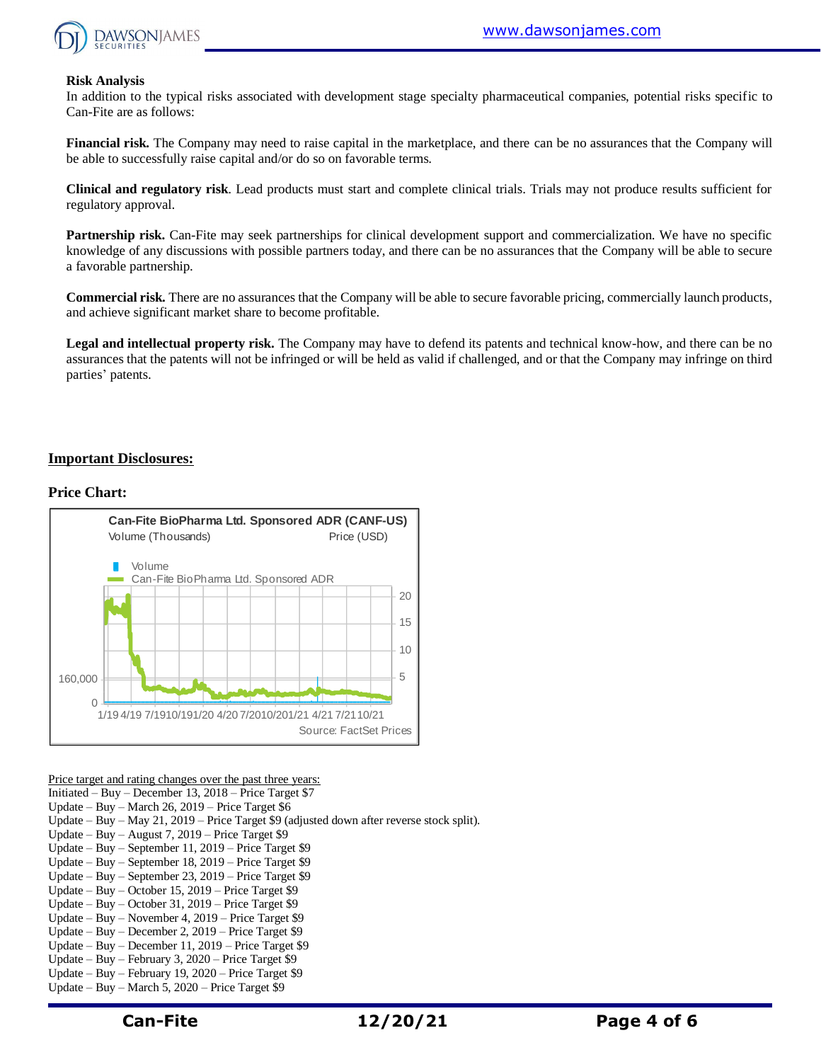**Risk Analysis**

In addition to the typical risks associated with development stage specialty pharmaceutical companies, potential risks specific to Can-Fite are as follows:

**Financial risk.** The Company may need to raise capital in the marketplace, and there can be no assurances that the Company will be able to successfully raise capital and/or do so on favorable terms.

**Clinical and regulatory risk**. Lead products must start and complete clinical trials. Trials may not produce results sufficient for regulatory approval.

**Partnership risk.** Can-Fite may seek partnerships for clinical development support and commercialization. We have no specific knowledge of any discussions with possible partners today, and there can be no assurances that the Company will be able to secure a favorable partnership.

**Commercial risk.** There are no assurances that the Company will be able to secure favorable pricing, commercially launch products, and achieve significant market share to become profitable.

**Legal and intellectual property risk.** The Company may have to defend its patents and technical know-how, and there can be no assurances that the patents will not be infringed or will be held as valid if challenged, and or that the Company may infringe on third parties' patents.

## Important Disclosures:

**Price Chart:**

Can-Fite BioPharma Ltd. Sponsored ADR (CANF-US)

Volume (Thousands) Price (USD)

Volume
Can-Fite BioPharma Ltd. Sponsored ADR

Source: FactSet Prices

Price target and rating changes over the past three years:

Initiated – Buy – December 13, 2018 – Price Target $7
Update – Buy – March 26, 2019 – Price Target $6
Update – Buy – May 21, 2019 – Price Target $9 (adjusted down after reverse stock split).
Update – Buy – August 7, 2019 – Price Target $9
Update – Buy – September 11, 2019 – Price Target $9
Update – Buy – September 18, 2019 – Price Target $9
Update – Buy – September 23, 2019 – Price Target $9
Update – Buy – October 15, 2019 – Price Target $9
Update – Buy – October 31, 2019 – Price Target $9
Update – Buy – November 4, 2019 – Price Target $9
Update – Buy – December 2, 2019 – Price Target $9
Update – Buy – December 11, 2019 – Price Target $9
Update – Buy – February 3, 2020 – Price Target $9
Update – Buy – February 19, 2020 – Price Target $9
Update – Buy – March 5, 2020 – Price Target $9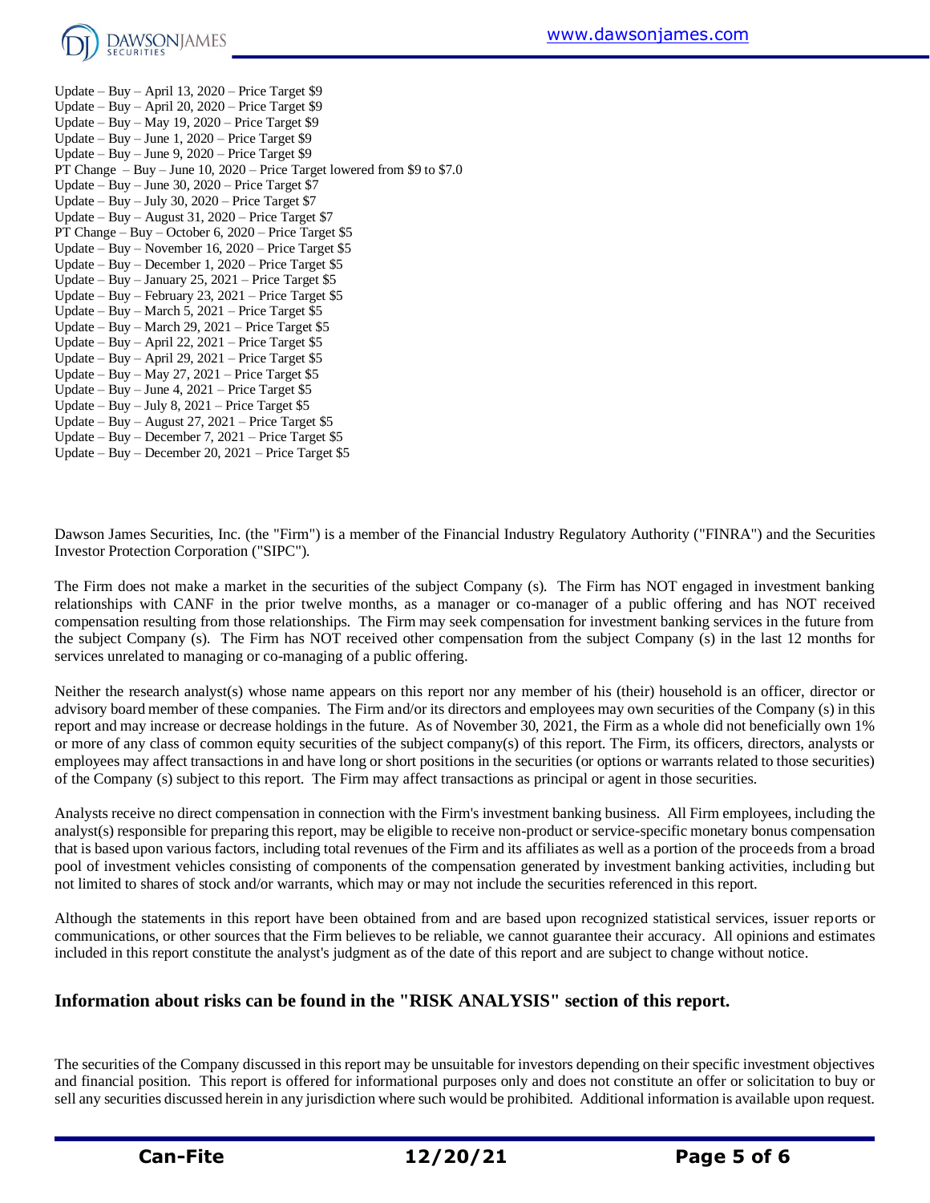Update – Buy – April 13, 2020 – Price Target $9
Update – Buy – April 20, 2020 – Price Target $9
Update – Buy – May 19, 2020 – Price Target $9
Update – Buy – June 1, 2020 – Price Target $9
Update – Buy – June 9, 2020 – Price Target $9
PT Change – Buy – June 10, 2020 – Price Target lowered from $9 to $7.0
Update – Buy – June 30, 2020 – Price Target $7
Update – Buy – July 30, 2020 – Price Target $7
Update – Buy – August 31, 2020 – Price Target $7
PT Change – Buy – October 6, 2020 – Price Target $5
Update – Buy – November 16, 2020 – Price Target $5
Update – Buy – December 1, 2020 – Price Target $5
Update – Buy – January 25, 2021 – Price Target $5
Update – Buy – February 23, 2021 – Price Target $5
Update – Buy – March 5, 2021 – Price Target $5
Update – Buy – March 29, 2021 – Price Target $5
Update – Buy – April 22, 2021 – Price Target $5
Update – Buy – April 29, 2021 – Price Target $5
Update – Buy – May 27, 2021 – Price Target $5
Update – Buy – June 4, 2021 – Price Target $5
Update – Buy – July 8, 2021 – Price Target $5
Update – Buy – August 27, 2021 – Price Target $5
Update – Buy – December 7, 2021 – Price Target $5
Update – Buy – December 20, 2021 – Price Target $5

Dawson James Securities, Inc. (the "Firm") is a member of the Financial Industry Regulatory Authority ("FINRA") and the Securities Investor Protection Corporation ("SIPC").

The Firm does not make a market in the securities of the subject Company (s). The Firm has NOT engaged in investment banking relationships with CANF in the prior twelve months, as a manager or co-manager of a public offering and has NOT received compensation resulting from those relationships. The Firm may seek compensation for investment banking services in the future from the subject Company (s). The Firm has NOT received other compensation from the subject Company (s) in the last 12 months for services unrelated to managing or co-managing of a public offering.

Neither the research analyst(s) whose name appears on this report nor any member of his (their) household is an officer, director or advisory board member of these companies. The Firm and/or its directors and employees may own securities of the Company (s) in this report and may increase or decrease holdings in the future. As of November 30, 2021, the Firm as a whole did not beneficially own 1% or more of any class of common equity securities of the subject company(s) of this report. The Firm, its officers, directors, analysts or employees may affect transactions in and have long or short positions in the securities (or options or warrants related to those securities) of the Company (s) subject to this report. The Firm may affect transactions as principal or agent in those securities.

Analysts receive no direct compensation in connection with the Firm's investment banking business. All Firm employees, including the analyst(s) responsible for preparing this report, may be eligible to receive non-product or service-specific monetary bonus compensation that is based upon various factors, including total revenues of the Firm and its affiliates as well as a portion of the proceeds from a broad pool of investment vehicles consisting of components of the compensation generated by investment banking activities, including but not limited to shares of stock and/or warrants, which may or may not include the securities referenced in this report.

Although the statements in this report have been obtained from and are based upon recognized statistical services, issuer reports or communications, or other sources that the Firm believes to be reliable, we cannot guarantee their accuracy. All opinions and estimates included in this report constitute the analyst's judgment as of the date of this report and are subject to change without notice.

## Information about risks can be found in the "RISK ANALYSIS" section of this report.

The securities of the Company discussed in this report may be unsuitable for investors depending on their specific investment objectives and financial position. This report is offered for informational purposes only and does not constitute an offer or solicitation to buy or sell any securities discussed herein in any jurisdiction where such would be prohibited. Additional information is available upon request.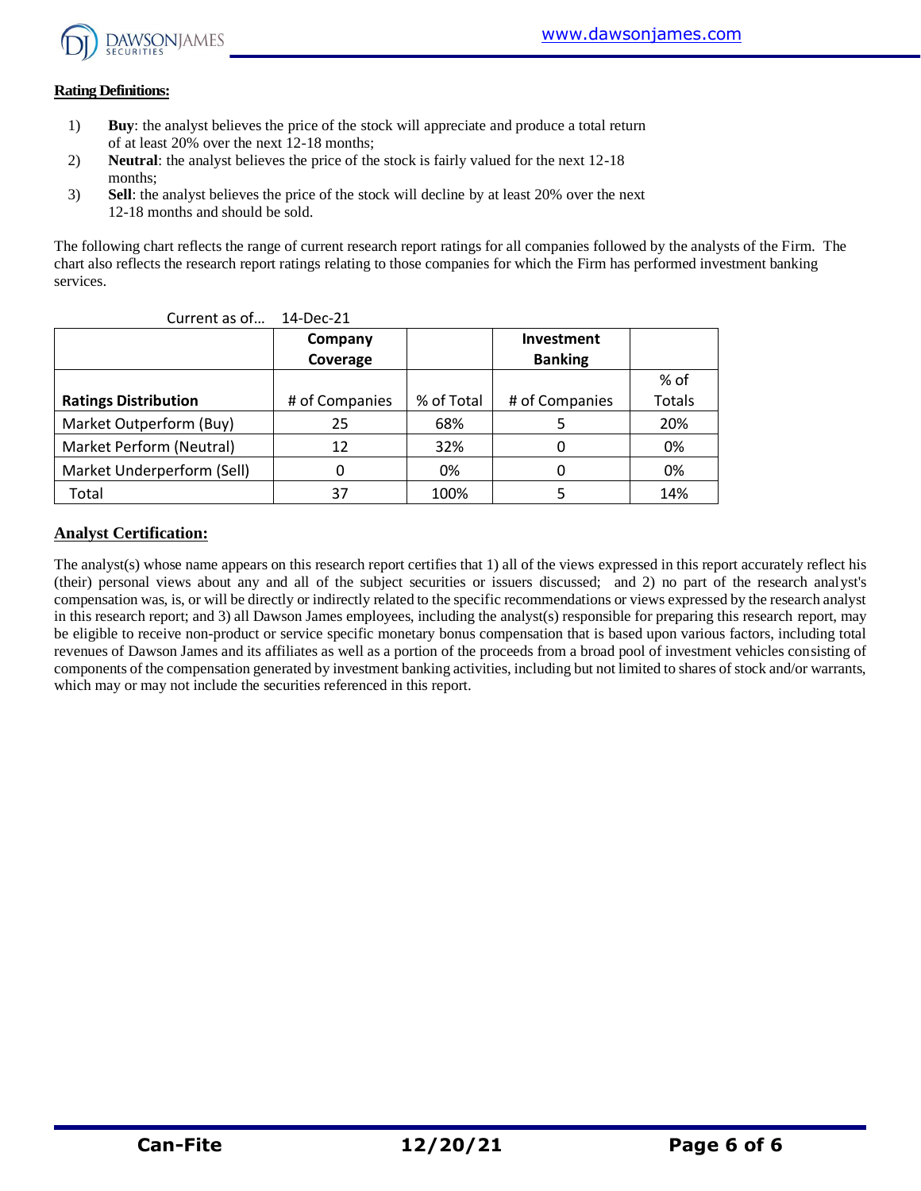**Rating Definitions:**

1) **Buy**: the analyst believes the price of the stock will appreciate and produce a total return of at least 20% over the next 12-18 months;
2) **Neutral**: the analyst believes the price of the stock is fairly valued for the next 12-18 months;
3) **Sell**: the analyst believes the price of the stock will decline by at least 20% over the next 12-18 months and should be sold.

The following chart reflects the range of current research report ratings for all companies followed by the analysts of the Firm. The chart also reflects the research report ratings relating to those companies for which the Firm has performed investment banking services.

Current as of... 14-Dec-21

| | Company Coverage | | Investment Banking | |
|---|---|---|---|---|
| **Ratings Distribution** | # of Companies | % of Total | # of Companies | % of Totals |
| Market Outperform (Buy) | 25 | 68% | 5 | 20% |
| Market Perform (Neutral) | 12 | 32% | 0 | 0% |
| Market Underperform (Sell) | 0 | 0% | 0 | 0% |
| Total | 37 | 100% | 5 | 14% |

## Analyst Certification:

The analyst(s) whose name appears on this research report certifies that 1) all of the views expressed in this report accurately reflect his (their) personal views about any and all of the subject securities or issuers discussed; and 2) no part of the research analyst's compensation was, is, or will be directly or indirectly related to the specific recommendations or views expressed by the research analyst in this research report; and 3) all Dawson James employees, including the analyst(s) responsible for preparing this research report, may be eligible to receive non-product or service specific monetary bonus compensation that is based upon various factors, including total revenues of Dawson James and its affiliates as well as a portion of the proceeds from a broad pool of investment vehicles consisting of components of the compensation generated by investment banking activities, including but not limited to shares of stock and/or warrants, which may or may not include the securities referenced in this report.